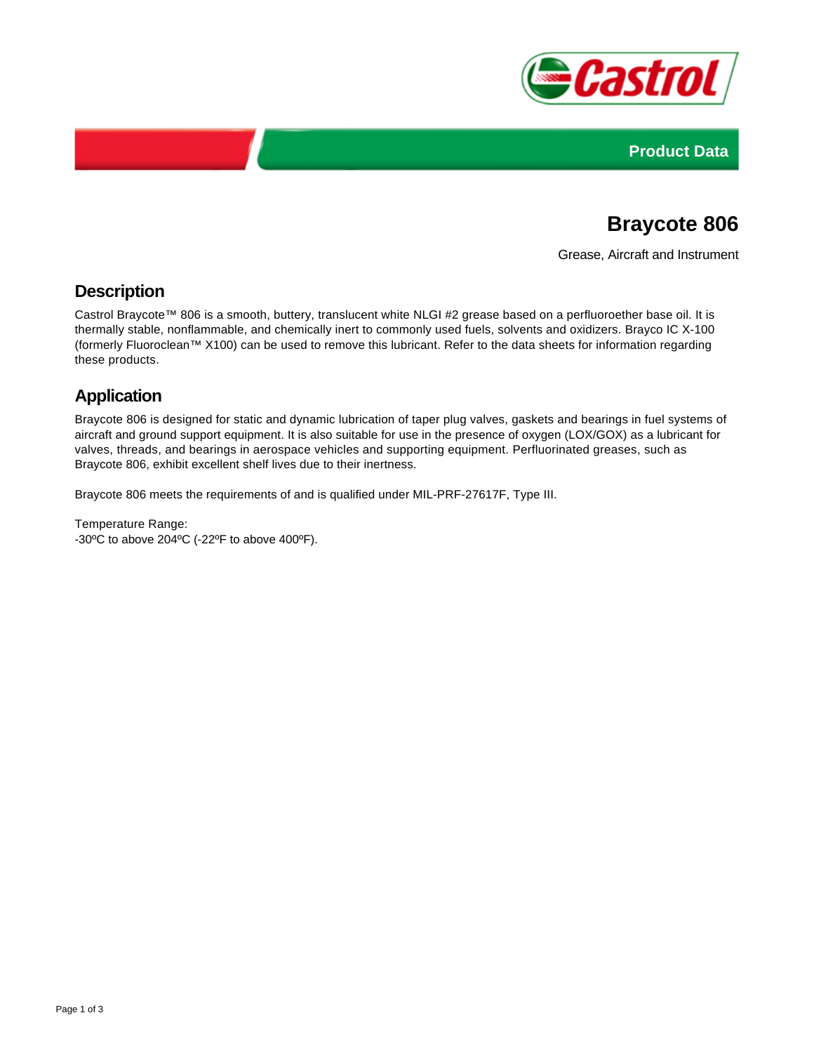Product Data

# Braycote 806

Grease, Aircraft and Instrument

## Description

Castrol Braycote™ 806 is a smooth, buttery, translucent white NLGI #2 grease based on a perfluoroether base oil. It is thermally stable, nonflammable, and chemically inert to commonly used fuels, solvents and oxidizers. Brayco IC X-100 (formerly Fluoroclean™ X100) can be used to remove this lubricant. Refer to the data sheets for information regarding these products.

## Application

Braycote 806 is designed for static and dynamic lubrication of taper plug valves, gaskets and bearings in fuel systems of aircraft and ground support equipment. It is also suitable for use in the presence of oxygen (LOX/GOX) as a lubricant for valves, threads, and bearings in aerospace vehicles and supporting equipment. Perfluorinated greases, such as Braycote 806, exhibit excellent shelf lives due to their inertness.

Braycote 806 meets the requirements of and is qualified under MIL-PRF-27617F, Type III.

Temperature Range:
-30ºC to above 204ºC (-22ºF to above 400ºF).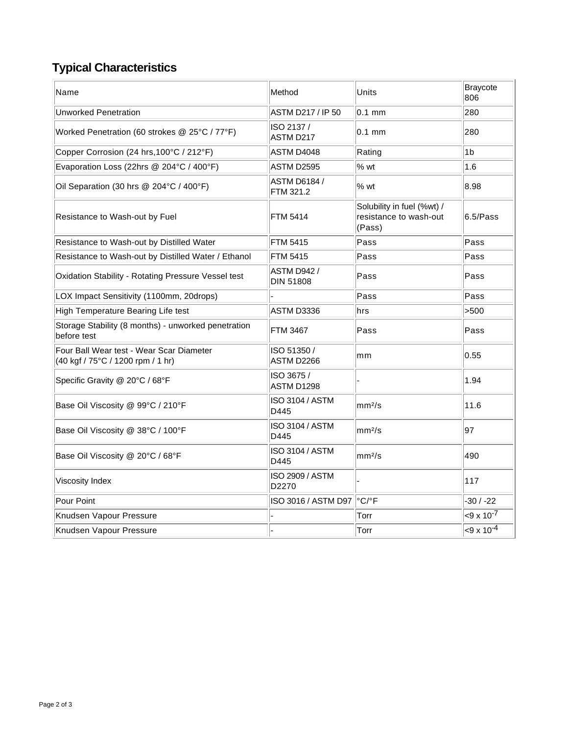## Typical Characteristics

| Name | Method | Units | Braycote 806 |
| --- | --- | --- | --- |
| Unworked Penetration | ASTM D217 / IP 50 | 0.1 mm | 280 |
| Worked Penetration (60 strokes @ 25°C / 77°F) | ISO 2137 / ASTM D217 | 0.1 mm | 280 |
| Copper Corrosion (24 hrs,100°C / 212°F) | ASTM D4048 | Rating | 1b |
| Evaporation Loss (22hrs @ 204°C / 400°F) | ASTM D2595 | % wt | 1.6 |
| Oil Separation (30 hrs @ 204°C / 400°F) | ASTM D6184 / FTM 321.2 | % wt | 8.98 |
| Resistance to Wash-out by Fuel | FTM 5414 | Solubility in fuel (%wt) / resistance to wash-out (Pass) | 6.5/Pass |
| Resistance to Wash-out by Distilled Water | FTM 5415 | Pass | Pass |
| Resistance to Wash-out by Distilled Water / Ethanol | FTM 5415 | Pass | Pass |
| Oxidation Stability - Rotating Pressure Vessel test | ASTM D942 / DIN 51808 | Pass | Pass |
| LOX Impact Sensitivity (1100mm, 20drops) | - | Pass | Pass |
| High Temperature Bearing Life test | ASTM D3336 | hrs | >500 |
| Storage Stability (8 months) - unworked penetration before test | FTM 3467 | Pass | Pass |
| Four Ball Wear test - Wear Scar Diameter (40 kgf / 75°C / 1200 rpm / 1 hr) | ISO 51350 / ASTM D2266 | mm | 0.55 |
| Specific Gravity @ 20°C / 68°F | ISO 3675 / ASTM D1298 | - | 1.94 |
| Base Oil Viscosity @ 99°C / 210°F | ISO 3104 / ASTM D445 | $mm^2/s$ | 11.6 |
| Base Oil Viscosity @ 38°C / 100°F | ISO 3104 / ASTM D445 | $mm^2/s$ | 97 |
| Base Oil Viscosity @ 20°C / 68°F | ISO 3104 / ASTM D445 | $mm^2/s$ | 490 |
| Viscosity Index | ISO 2909 / ASTM D2270 | - | 117 |
| Pour Point | ISO 3016 / ASTM D97 | °C/°F | -30 / -22 |
| Knudsen Vapour Pressure | - | Torr | $<9 \times 10^{-7}$ |
| Knudsen Vapour Pressure | - | Torr | $<9 \times 10^{-4}$ |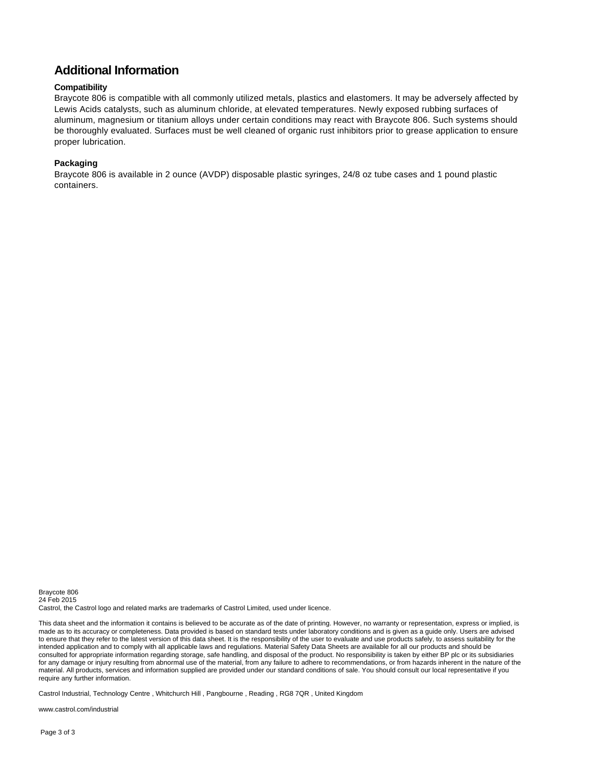## Additional Information

**Compatibility**

Braycote 806 is compatible with all commonly utilized metals, plastics and elastomers. It may be adversely affected by Lewis Acids catalysts, such as aluminum chloride, at elevated temperatures. Newly exposed rubbing surfaces of aluminum, magnesium or titanium alloys under certain conditions may react with Braycote 806. Such systems should be thoroughly evaluated. Surfaces must be well cleaned of organic rust inhibitors prior to grease application to ensure proper lubrication.

**Packaging**

Braycote 806 is available in 2 ounce (AVDP) disposable plastic syringes, 24/8 oz tube cases and 1 pound plastic containers.

Braycote 806
24 Feb 2015
Castrol, the Castrol logo and related marks are trademarks of Castrol Limited, used under licence.

This data sheet and the information it contains is believed to be accurate as of the date of printing. However, no warranty or representation, express or implied, is made as to its accuracy or completeness. Data provided is based on standard tests under laboratory conditions and is given as a guide only. Users are advised to ensure that they refer to the latest version of this data sheet. It is the responsibility of the user to evaluate and use products safely, to assess suitability for the intended application and to comply with all applicable laws and regulations. Material Safety Data Sheets are available for all our products and should be consulted for appropriate information regarding storage, safe handling, and disposal of the product. No responsibility is taken by either BP plc or its subsidiaries for any damage or injury resulting from abnormal use of the material, from any failure to adhere to recommendations, or from hazards inherent in the nature of the material. All products, services and information supplied are provided under our standard conditions of sale. You should consult our local representative if you require any further information.

Castrol Industrial, Technology Centre , Whitchurch Hill , Pangbourne , Reading , RG8 7QR , United Kingdom

www.castrol.com/industrial